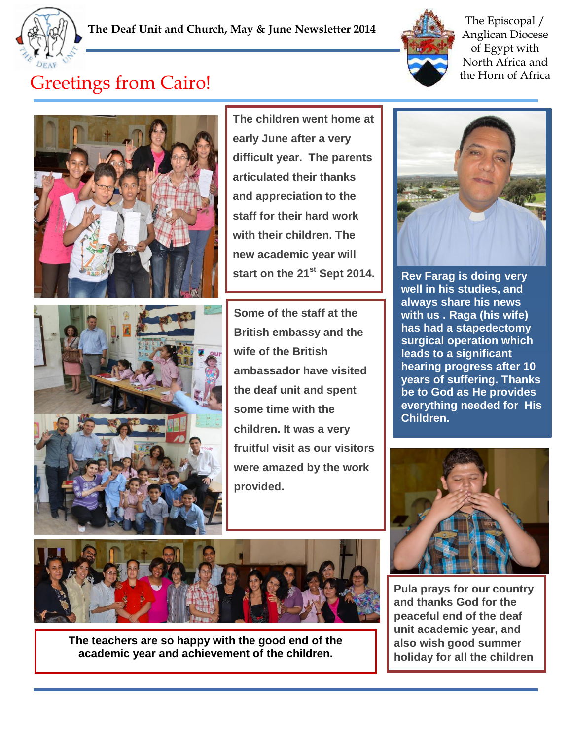**The Deaf Unit and Church, May & June Newsletter 2014**

The Episcopal / Anglican Diocese of Egypt with North Africa and the Horn of Africa

# Greetings from Cairo!

The children went home at early June after a very difficult year. The parents articulated their thanks and appreciation to the staff for their hard work with their children. The new academic year will start on the 21st Sept 2014.

Some of the staff at the British embassy and the wife of the British ambassador have visited the deaf unit and spent some time with the children. It was a very fruitful visit as our visitors were amazed by the work provided.

Rev Farag is doing very well in his studies, and always share his news with us . Raga (his wife) has had a stapedectomy surgical operation which leads to a significant hearing progress after 10 years of suffering. Thanks be to God as He provides everything needed for His Children.

The teachers are so happy with the good end of the academic year and achievement of the children.

Pula prays for our country and thanks God for the peaceful end of the deaf unit academic year, and also wish good summer holiday for all the children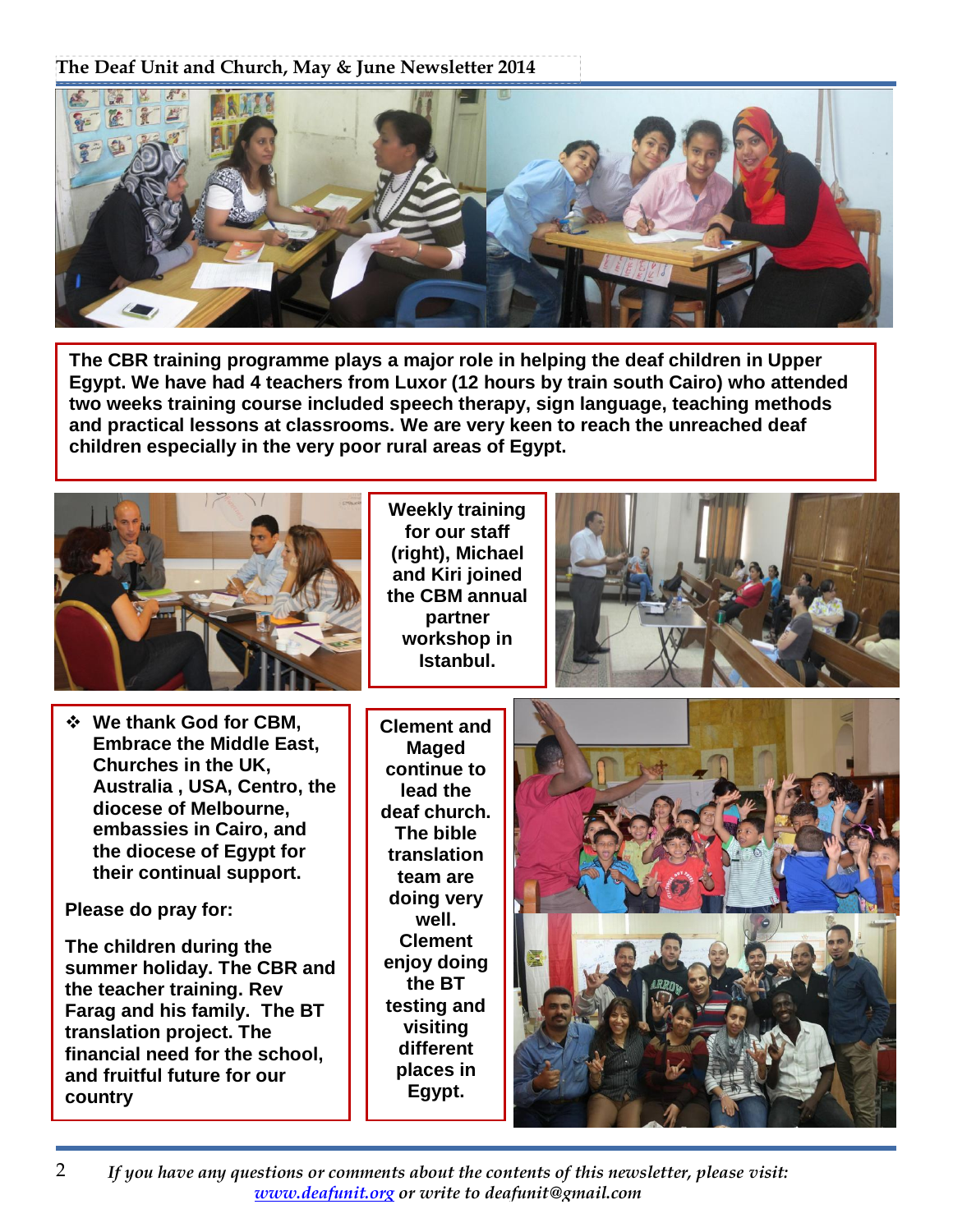The CBR training programme plays a major role in helping the deaf children in Upper Egypt. We have had 4 teachers from Luxor (12 hours by train south Cairo) who attended two weeks training course included speech therapy, sign language, teaching methods and practical lessons at classrooms. We are very keen to reach the unreached deaf children especially in the very poor rural areas of Egypt.

Weekly training for our staff (right), Michael and Kiri joined the CBM annual partner workshop in Istanbul.

- We thank God for CBM, Embrace the Middle East, Churches in the UK, Australia , USA, Centro, the diocese of Melbourne, embassies in Cairo, and the diocese of Egypt for their continual support.

Please do pray for:

The children during the summer holiday. The CBR and the teacher training. Rev Farag and his family. The BT translation project. The financial need for the school, and fruitful future for our country

Clement and Maged continue to lead the deaf church. The bible translation team are doing very well. Clement enjoy doing the BT testing and visiting different places in Egypt.

*If you have any questions or comments about the contents of this newsletter, please visit: www.deafunit.org or write to deafunit@gmail.com*